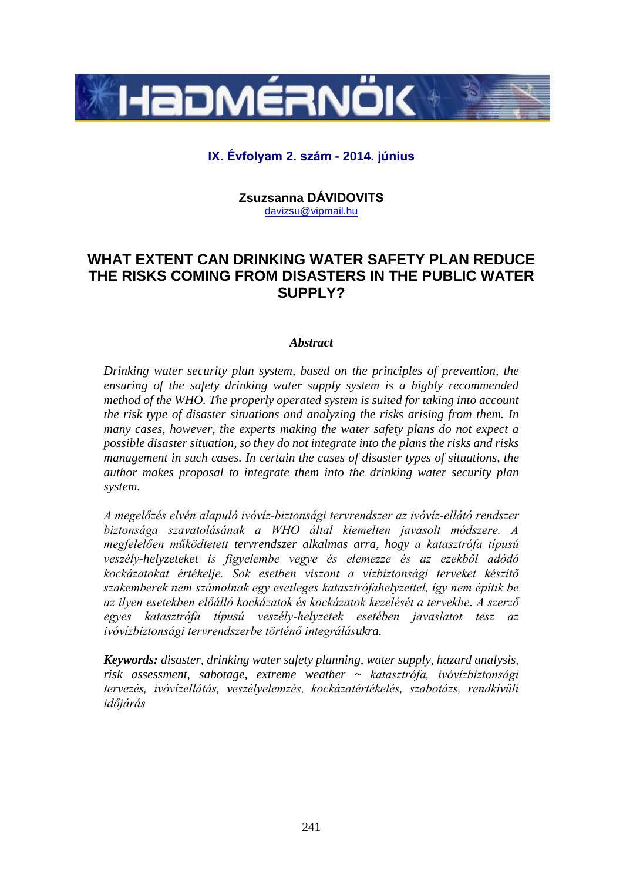**IX. Évfolyam 2. szám - 2014. június**

**Zsuzsanna DÁVIDOVITS**
davizsu@vipmail.hu

# WHAT EXTENT CAN DRINKING WATER SAFETY PLAN REDUCE THE RISKS COMING FROM DISASTERS IN THE PUBLIC WATER SUPPLY?

***Abstract***

*Drinking water security plan system, based on the principles of prevention, the ensuring of the safety drinking water supply system is a highly recommended method of the WHO. The properly operated system is suited for taking into account the risk type of disaster situations and analyzing the risks arising from them. In many cases, however, the experts making the water safety plans do not expect a possible disaster situation, so they do not integrate into the plans the risks and risks management in such cases. In certain the cases of disaster types of situations, the author makes proposal to integrate them into the drinking water security plan system.*

*A megelőzés elvén alapuló ivóvíz-biztonsági tervrendszer az ivóvíz-ellátó rendszer biztonsága szavatolásának a WHO által kiemelten javasolt módszere. A megfelelően működtetett tervrendszer alkalmas arra, hogy a katasztrófa típusú veszély-helyzeteket is figyelembe vegye és elemezze és az ezekből adódó kockázatokat értékelje. Sok esetben viszont a vízbiztonsági terveket készítő szakemberek nem számolnak egy esetleges katasztrófahelyzettel, így nem építik be az ilyen esetekben előálló kockázatok és kockázatok kezelését a tervekbe. A szerző egyes katasztrófa típusú veszély-helyzetek esetében javaslatot tesz az ivóvízbiztonsági tervrendszerbe történő integrálásukra.*

***Keywords:*** *disaster, drinking water safety planning, water supply, hazard analysis, risk assessment, sabotage, extreme weather ~ katasztrófa, ivóvízbiztonsági tervezés, ivóvízellátás, veszélyelemzés, kockázatértékelés, szabotázs, rendkívüli időjárás*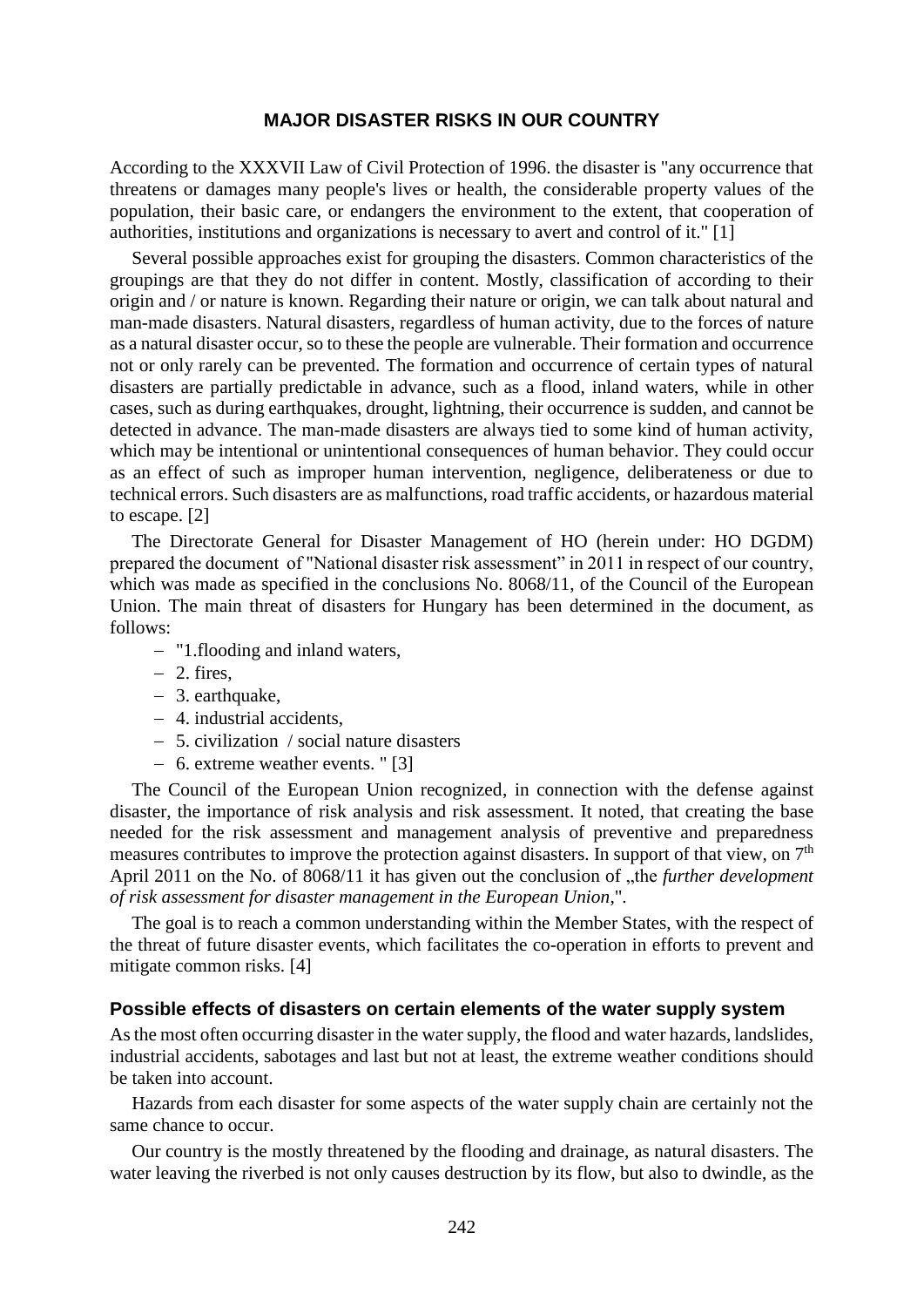## MAJOR DISASTER RISKS IN OUR COUNTRY

According to the XXXVII Law of Civil Protection of 1996. the disaster is "any occurrence that threatens or damages many people's lives or health, the considerable property values of the population, their basic care, or endangers the environment to the extent, that cooperation of authorities, institutions and organizations is necessary to avert and control of it." [1]

Several possible approaches exist for grouping the disasters. Common characteristics of the groupings are that they do not differ in content. Mostly, classification of according to their origin and / or nature is known. Regarding their nature or origin, we can talk about natural and man-made disasters. Natural disasters, regardless of human activity, due to the forces of nature as a natural disaster occur, so to these the people are vulnerable. Their formation and occurrence not or only rarely can be prevented. The formation and occurrence of certain types of natural disasters are partially predictable in advance, such as a flood, inland waters, while in other cases, such as during earthquakes, drought, lightning, their occurrence is sudden, and cannot be detected in advance. The man-made disasters are always tied to some kind of human activity, which may be intentional or unintentional consequences of human behavior. They could occur as an effect of such as improper human intervention, negligence, deliberateness or due to technical errors. Such disasters are as malfunctions, road traffic accidents, or hazardous material to escape. [2]

The Directorate General for Disaster Management of HO (herein under: HO DGDM) prepared the document of "National disaster risk assessment" in 2011 in respect of our country, which was made as specified in the conclusions No. 8068/11, of the Council of the European Union. The main threat of disasters for Hungary has been determined in the document, as follows:

- "1.flooding and inland waters,
- 2. fires,
- 3. earthquake,
- 4. industrial accidents,
- 5. civilization / social nature disasters
- 6. extreme weather events. " [3]

The Council of the European Union recognized, in connection with the defense against disaster, the importance of risk analysis and risk assessment. It noted, that creating the base needed for the risk assessment and management analysis of preventive and preparedness measures contributes to improve the protection against disasters. In support of that view, on 7th April 2011 on the No. of 8068/11 it has given out the conclusion of „the *further development of risk assessment for disaster management in the European Union*,".

The goal is to reach a common understanding within the Member States, with the respect of the threat of future disaster events, which facilitates the co-operation in efforts to prevent and mitigate common risks. [4]

### Possible effects of disasters on certain elements of the water supply system

As the most often occurring disaster in the water supply, the flood and water hazards, landslides, industrial accidents, sabotages and last but not at least, the extreme weather conditions should be taken into account.

Hazards from each disaster for some aspects of the water supply chain are certainly not the same chance to occur.

Our country is the mostly threatened by the flooding and drainage, as natural disasters. The water leaving the riverbed is not only causes destruction by its flow, but also to dwindle, as the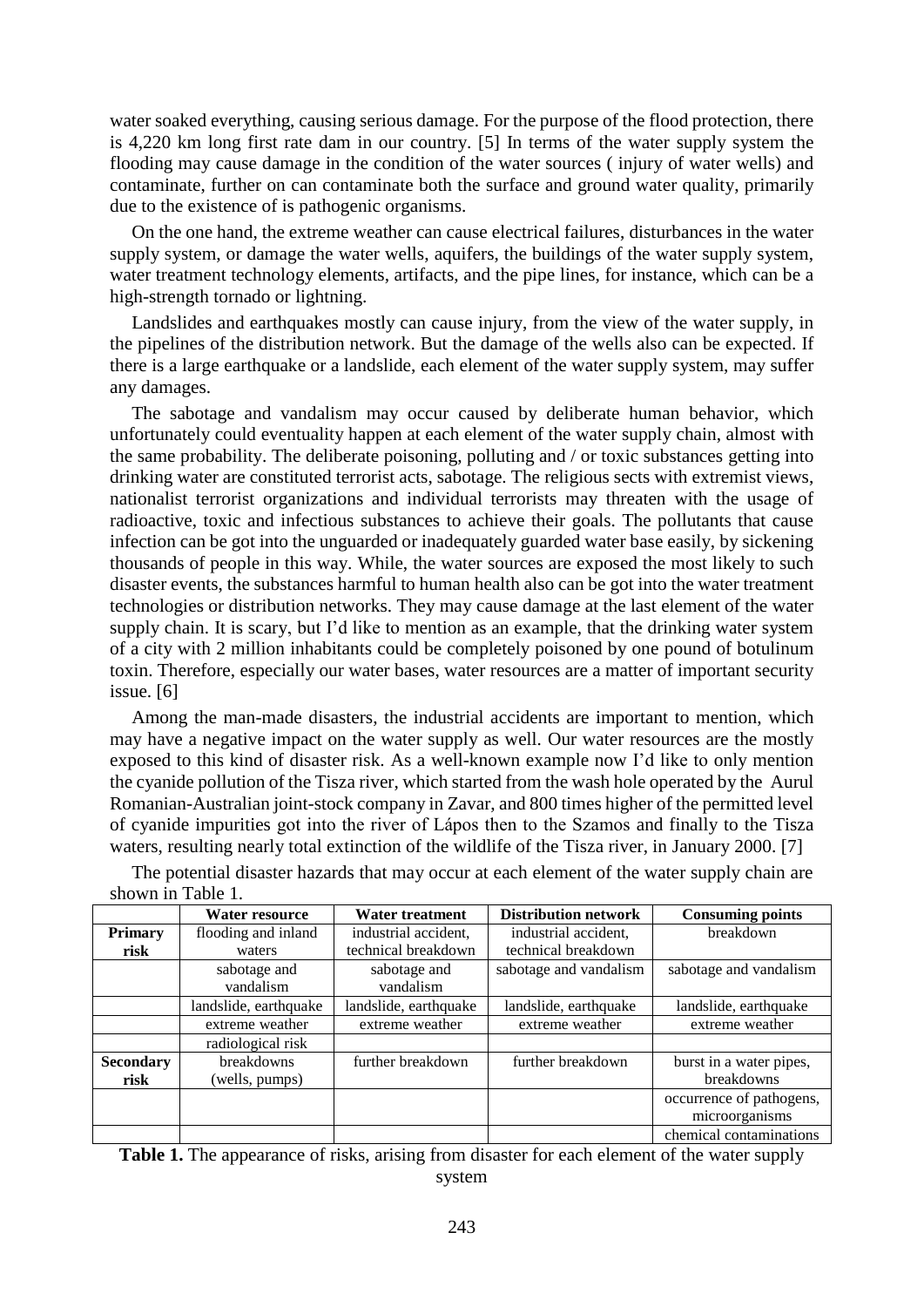water soaked everything, causing serious damage. For the purpose of the flood protection, there is 4,220 km long first rate dam in our country. [5] In terms of the water supply system the flooding may cause damage in the condition of the water sources ( injury of water wells) and contaminate, further on can contaminate both the surface and ground water quality, primarily due to the existence of is pathogenic organisms.

On the one hand, the extreme weather can cause electrical failures, disturbances in the water supply system, or damage the water wells, aquifers, the buildings of the water supply system, water treatment technology elements, artifacts, and the pipe lines, for instance, which can be a high-strength tornado or lightning.

Landslides and earthquakes mostly can cause injury, from the view of the water supply, in the pipelines of the distribution network. But the damage of the wells also can be expected. If there is a large earthquake or a landslide, each element of the water supply system, may suffer any damages.

The sabotage and vandalism may occur caused by deliberate human behavior, which unfortunately could eventuality happen at each element of the water supply chain, almost with the same probability. The deliberate poisoning, polluting and / or toxic substances getting into drinking water are constituted terrorist acts, sabotage. The religious sects with extremist views, nationalist terrorist organizations and individual terrorists may threaten with the usage of radioactive, toxic and infectious substances to achieve their goals. The pollutants that cause infection can be got into the unguarded or inadequately guarded water base easily, by sickening thousands of people in this way. While, the water sources are exposed the most likely to such disaster events, the substances harmful to human health also can be got into the water treatment technologies or distribution networks. They may cause damage at the last element of the water supply chain. It is scary, but I'd like to mention as an example, that the drinking water system of a city with 2 million inhabitants could be completely poisoned by one pound of botulinum toxin. Therefore, especially our water bases, water resources are a matter of important security issue. [6]

Among the man-made disasters, the industrial accidents are important to mention, which may have a negative impact on the water supply as well. Our water resources are the mostly exposed to this kind of disaster risk. As a well-known example now I'd like to only mention the cyanide pollution of the Tisza river, which started from the wash hole operated by the Aurul Romanian-Australian joint-stock company in Zavar, and 800 times higher of the permitted level of cyanide impurities got into the river of Lápos then to the Szamos and finally to the Tisza waters, resulting nearly total extinction of the wildlife of the Tisza river, in January 2000. [7]

The potential disaster hazards that may occur at each element of the water supply chain are shown in Table 1.

| | Water resource | Water treatment | Distribution network | Consuming points |
|---|---|---|---|---|
| **Primary risk** | flooding and inland waters | industrial accident, technical breakdown | industrial accident, technical breakdown | breakdown |
| | sabotage and vandalism | sabotage and vandalism | sabotage and vandalism | sabotage and vandalism |
| | landslide, earthquake | landslide, earthquake | landslide, earthquake | landslide, earthquake |
| | extreme weather | extreme weather | extreme weather | extreme weather |
| | radiological risk | | | |
| **Secondary risk** | breakdowns (wells, pumps) | further breakdown | further breakdown | burst in a water pipes, breakdowns |
| | | | | occurrence of pathogens, microorganisms |
| | | | | chemical contaminations |

**Table 1.** The appearance of risks, arising from disaster for each element of the water supply system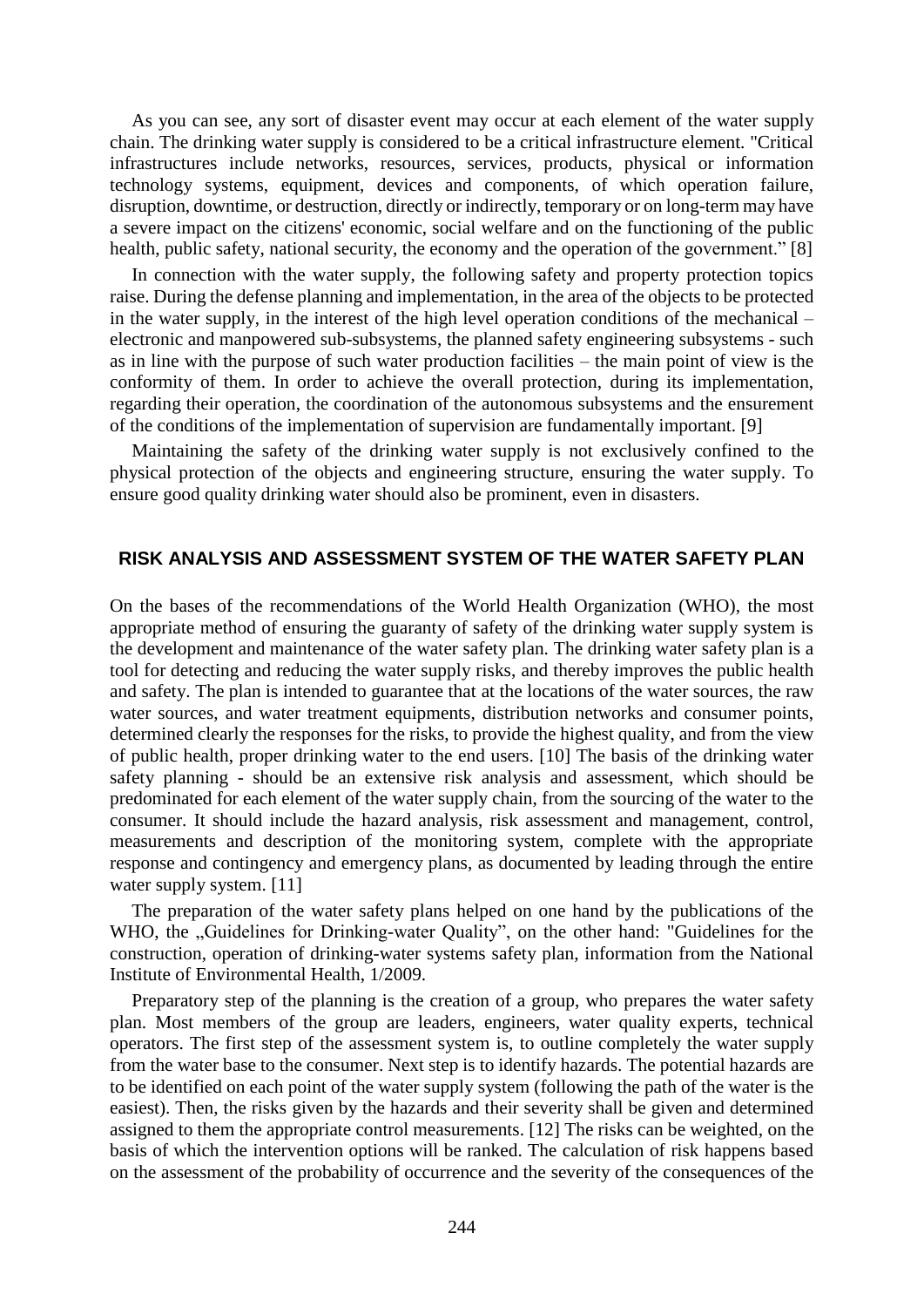As you can see, any sort of disaster event may occur at each element of the water supply chain. The drinking water supply is considered to be a critical infrastructure element. "Critical infrastructures include networks, resources, services, products, physical or information technology systems, equipment, devices and components, of which operation failure, disruption, downtime, or destruction, directly or indirectly, temporary or on long-term may have a severe impact on the citizens' economic, social welfare and on the functioning of the public health, public safety, national security, the economy and the operation of the government." [8]

In connection with the water supply, the following safety and property protection topics raise. During the defense planning and implementation, in the area of the objects to be protected in the water supply, in the interest of the high level operation conditions of the mechanical – electronic and manpowered sub-subsystems, the planned safety engineering subsystems - such as in line with the purpose of such water production facilities – the main point of view is the conformity of them. In order to achieve the overall protection, during its implementation, regarding their operation, the coordination of the autonomous subsystems and the ensurement of the conditions of the implementation of supervision are fundamentally important. [9]

Maintaining the safety of the drinking water supply is not exclusively confined to the physical protection of the objects and engineering structure, ensuring the water supply. To ensure good quality drinking water should also be prominent, even in disasters.

## RISK ANALYSIS AND ASSESSMENT SYSTEM OF THE WATER SAFETY PLAN

On the bases of the recommendations of the World Health Organization (WHO), the most appropriate method of ensuring the guaranty of safety of the drinking water supply system is the development and maintenance of the water safety plan. The drinking water safety plan is a tool for detecting and reducing the water supply risks, and thereby improves the public health and safety. The plan is intended to guarantee that at the locations of the water sources, the raw water sources, and water treatment equipments, distribution networks and consumer points, determined clearly the responses for the risks, to provide the highest quality, and from the view of public health, proper drinking water to the end users. [10] The basis of the drinking water safety planning - should be an extensive risk analysis and assessment, which should be predominated for each element of the water supply chain, from the sourcing of the water to the consumer. It should include the hazard analysis, risk assessment and management, control, measurements and description of the monitoring system, complete with the appropriate response and contingency and emergency plans, as documented by leading through the entire water supply system. [11]

The preparation of the water safety plans helped on one hand by the publications of the WHO, the „Guidelines for Drinking-water Quality", on the other hand: "Guidelines for the construction, operation of drinking-water systems safety plan, information from the National Institute of Environmental Health, 1/2009.

Preparatory step of the planning is the creation of a group, who prepares the water safety plan. Most members of the group are leaders, engineers, water quality experts, technical operators. The first step of the assessment system is, to outline completely the water supply from the water base to the consumer. Next step is to identify hazards. The potential hazards are to be identified on each point of the water supply system (following the path of the water is the easiest). Then, the risks given by the hazards and their severity shall be given and determined assigned to them the appropriate control measurements. [12] The risks can be weighted, on the basis of which the intervention options will be ranked. The calculation of risk happens based on the assessment of the probability of occurrence and the severity of the consequences of the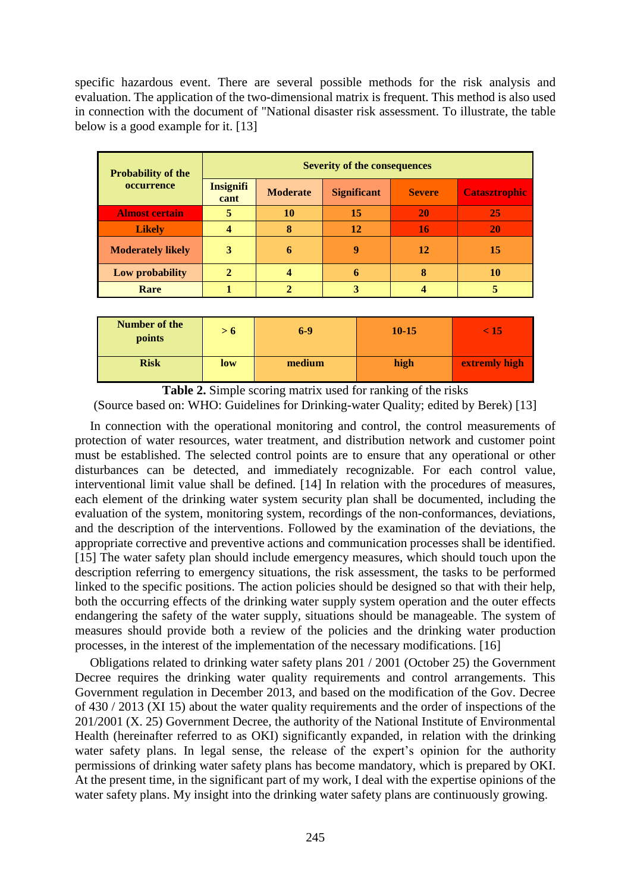specific hazardous event. There are several possible methods for the risk analysis and evaluation. The application of the two-dimensional matrix is frequent. This method is also used in connection with the document of "National disaster risk assessment. To illustrate, the table below is a good example for it. [13]

| Probability of the occurrence | Severity of the consequences | | | | |
|---|---|---|---|---|---|
| | Insignificant | Moderate | Significant | Severe | Catasztrophic |
| Almost certain | 5 | 10 | 15 | 20 | 25 |
| Likely | 4 | 8 | 12 | 16 | 20 |
| Moderately likely | 3 | 6 | 9 | 12 | 15 |
| Low probability | 2 | 4 | 6 | 8 | 10 |
| Rare | 1 | 2 | 3 | 4 | 5 |

| Number of the points | > 6 | 6-9 | 10-15 | < 15 |
|---|---|---|---|---|
| Risk | low | medium | high | extremly high |

**Table 2.** Simple scoring matrix used for ranking of the risks
(Source based on: WHO: Guidelines for Drinking-water Quality; edited by Berek) [13]

In connection with the operational monitoring and control, the control measurements of protection of water resources, water treatment, and distribution network and customer point must be established. The selected control points are to ensure that any operational or other disturbances can be detected, and immediately recognizable. For each control value, interventional limit value shall be defined. [14] In relation with the procedures of measures, each element of the drinking water system security plan shall be documented, including the evaluation of the system, monitoring system, recordings of the non-conformances, deviations, and the description of the interventions. Followed by the examination of the deviations, the appropriate corrective and preventive actions and communication processes shall be identified. [15] The water safety plan should include emergency measures, which should touch upon the description referring to emergency situations, the risk assessment, the tasks to be performed linked to the specific positions. The action policies should be designed so that with their help, both the occurring effects of the drinking water supply system operation and the outer effects endangering the safety of the water supply, situations should be manageable. The system of measures should provide both a review of the policies and the drinking water production processes, in the interest of the implementation of the necessary modifications. [16]

Obligations related to drinking water safety plans 201 / 2001 (October 25) the Government Decree requires the drinking water quality requirements and control arrangements. This Government regulation in December 2013, and based on the modification of the Gov. Decree of 430 / 2013 (XI 15) about the water quality requirements and the order of inspections of the 201/2001 (X. 25) Government Decree, the authority of the National Institute of Environmental Health (hereinafter referred to as OKI) significantly expanded, in relation with the drinking water safety plans. In legal sense, the release of the expert's opinion for the authority permissions of drinking water safety plans has become mandatory, which is prepared by OKI. At the present time, in the significant part of my work, I deal with the expertise opinions of the water safety plans. My insight into the drinking water safety plans are continuously growing.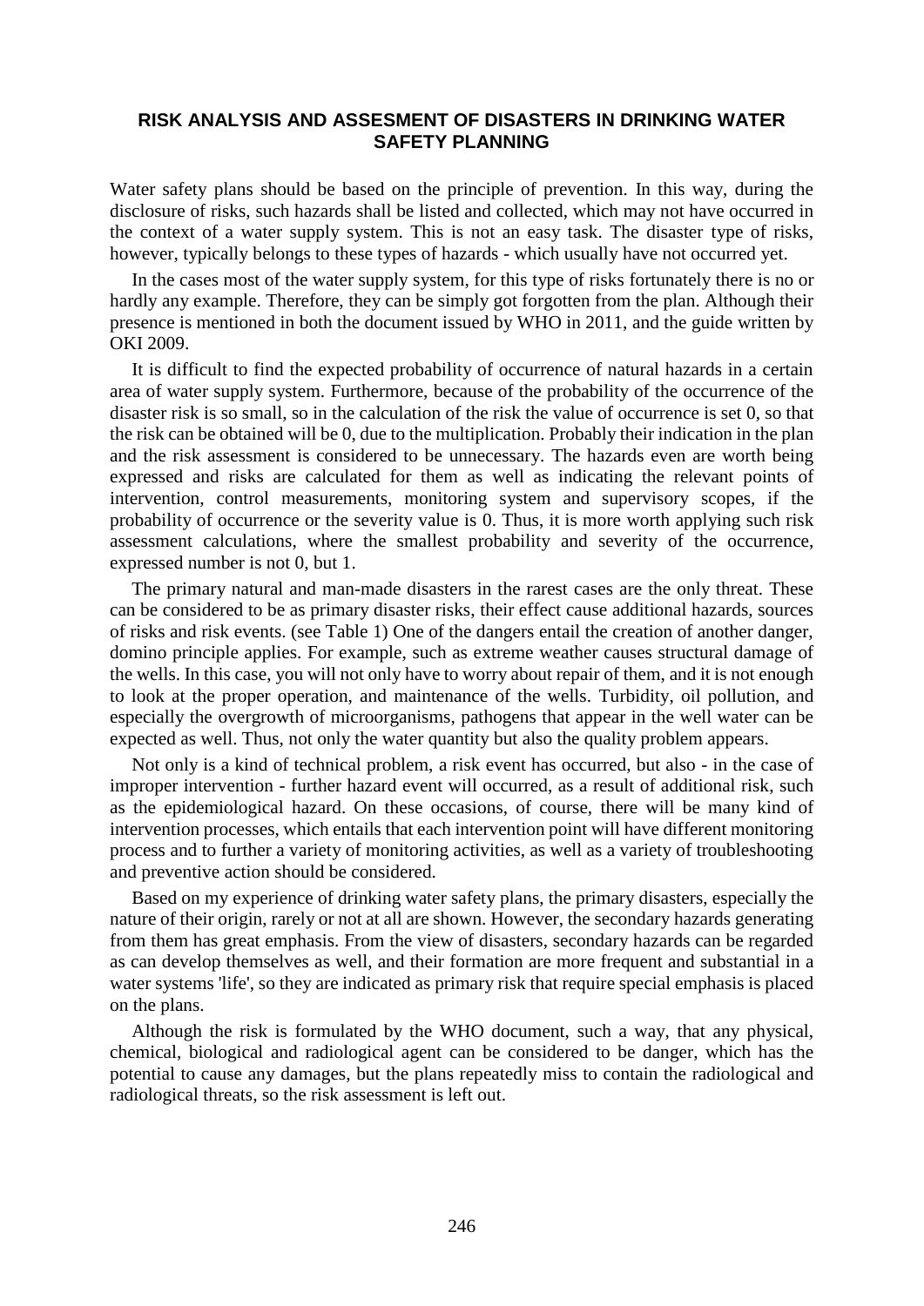## RISK ANALYSIS AND ASSESMENT OF DISASTERS IN DRINKING WATER SAFETY PLANNING

Water safety plans should be based on the principle of prevention. In this way, during the disclosure of risks, such hazards shall be listed and collected, which may not have occurred in the context of a water supply system. This is not an easy task. The disaster type of risks, however, typically belongs to these types of hazards - which usually have not occurred yet.

In the cases most of the water supply system, for this type of risks fortunately there is no or hardly any example. Therefore, they can be simply got forgotten from the plan. Although their presence is mentioned in both the document issued by WHO in 2011, and the guide written by OKI 2009.

It is difficult to find the expected probability of occurrence of natural hazards in a certain area of water supply system. Furthermore, because of the probability of the occurrence of the disaster risk is so small, so in the calculation of the risk the value of occurrence is set 0, so that the risk can be obtained will be 0, due to the multiplication. Probably their indication in the plan and the risk assessment is considered to be unnecessary. The hazards even are worth being expressed and risks are calculated for them as well as indicating the relevant points of intervention, control measurements, monitoring system and supervisory scopes, if the probability of occurrence or the severity value is 0. Thus, it is more worth applying such risk assessment calculations, where the smallest probability and severity of the occurrence, expressed number is not 0, but 1.

The primary natural and man-made disasters in the rarest cases are the only threat. These can be considered to be as primary disaster risks, their effect cause additional hazards, sources of risks and risk events. (see Table 1) One of the dangers entail the creation of another danger, domino principle applies. For example, such as extreme weather causes structural damage of the wells. In this case, you will not only have to worry about repair of them, and it is not enough to look at the proper operation, and maintenance of the wells. Turbidity, oil pollution, and especially the overgrowth of microorganisms, pathogens that appear in the well water can be expected as well. Thus, not only the water quantity but also the quality problem appears.

Not only is a kind of technical problem, a risk event has occurred, but also - in the case of improper intervention - further hazard event will occurred, as a result of additional risk, such as the epidemiological hazard. On these occasions, of course, there will be many kind of intervention processes, which entails that each intervention point will have different monitoring process and to further a variety of monitoring activities, as well as a variety of troubleshooting and preventive action should be considered.

Based on my experience of drinking water safety plans, the primary disasters, especially the nature of their origin, rarely or not at all are shown. However, the secondary hazards generating from them has great emphasis. From the view of disasters, secondary hazards can be regarded as can develop themselves as well, and their formation are more frequent and substantial in a water systems 'life', so they are indicated as primary risk that require special emphasis is placed on the plans.

Although the risk is formulated by the WHO document, such a way, that any physical, chemical, biological and radiological agent can be considered to be danger, which has the potential to cause any damages, but the plans repeatedly miss to contain the radiological and radiological threats, so the risk assessment is left out.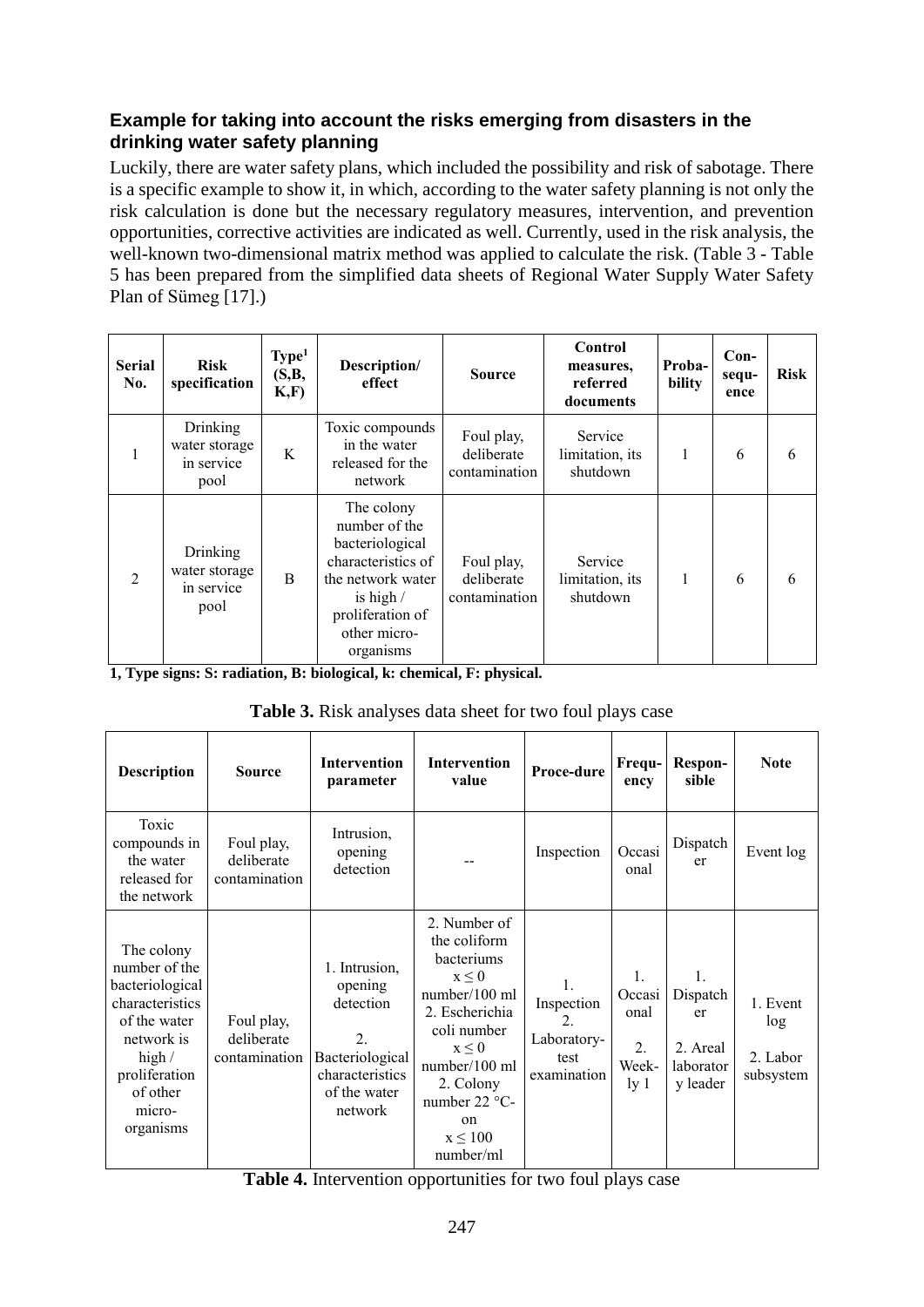### Example for taking into account the risks emerging from disasters in the drinking water safety planning

Luckily, there are water safety plans, which included the possibility and risk of sabotage. There is a specific example to show it, in which, according to the water safety planning is not only the risk calculation is done but the necessary regulatory measures, intervention, and prevention opportunities, corrective activities are indicated as well. Currently, used in the risk analysis, the well-known two-dimensional matrix method was applied to calculate the risk. (Table 3 - Table 5 has been prepared from the simplified data sheets of Regional Water Supply Water Safety Plan of Sümeg [17].)

| Serial No. | Risk specification | Type[1] (S,B, K,F) | Description/ effect | Source | Control measures, referred documents | Proba-bility | Con-sequ-ence | Risk |
|---|---|---|---|---|---|---|---|---|
| 1 | Drinking water storage in service pool | K | Toxic compounds in the water released for the network | Foul play, deliberate contamination | Service limitation, its shutdown | 1 | 6 | 6 |
| 2 | Drinking water storage in service pool | B | The colony number of the bacteriological characteristics of the network water is high / proliferation of other micro-organisms | Foul play, deliberate contamination | Service limitation, its shutdown | 1 | 6 | 6 |

**1, Type signs: S: radiation, B: biological, k: chemical, F: physical.**

**Table 3.** Risk analyses data sheet for two foul plays case

| Description | Source | Intervention parameter | Intervention value | Proce-dure | Frequ-ency | Respon-sible | Note |
|---|---|---|---|---|---|---|---|
| Toxic compounds in the water released for the network | Foul play, deliberate contamination | Intrusion, opening detection | -- | Inspection | Occasi onal | Dispatch er | Event log |
| The colony number of the bacteriological characteristics of the water network is high / proliferation of other micro-organisms | Foul play, deliberate contamination | 1. Intrusion, opening detection 2. Bacteriological characteristics of the water network | 2. Number of the coliform bacteriums $x \leq 0$ number/100 ml 2. Escherichia coli number $x \leq 0$ number/100 ml 2. Colony number 22 °C-on $x \leq 100$ number/ml | 1. Inspection 2. Laboratory-test examination | 1. Occasi onal 2. Week-ly 1 | 1. Dispatch er 2. Areal laborator y leader | 1. Event log 2. Labor subsystem |

**Table 4.** Intervention opportunities for two foul plays case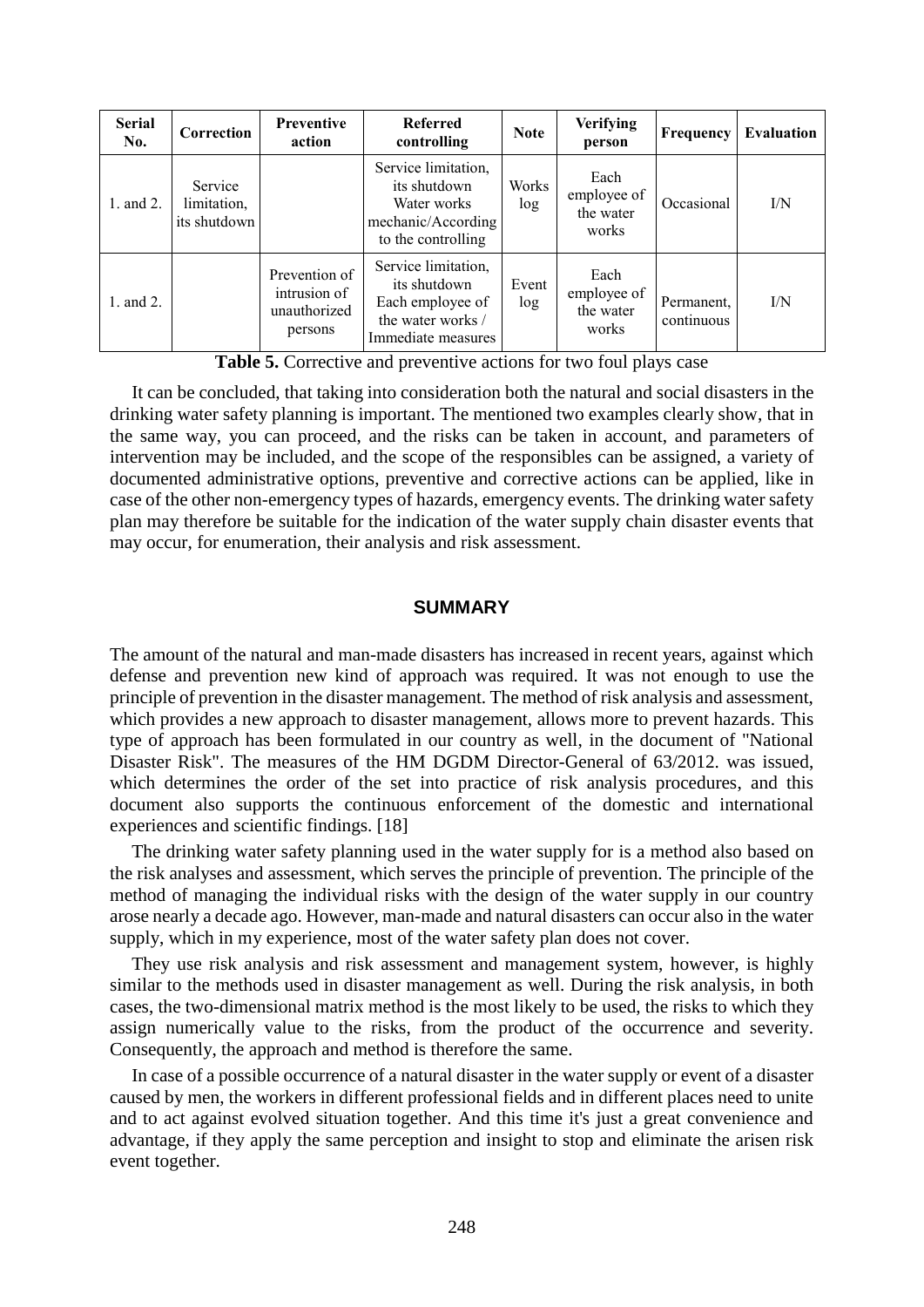| Serial No. | Correction | Preventive action | Referred controlling | Note | Verifying person | Frequency | Evaluation |
|---|---|---|---|---|---|---|---|
| 1. and 2. | Service limitation, its shutdown | | Service limitation, its shutdown Water works mechanic/According to the controlling | Works log | Each employee of the water works | Occasional | I/N |
| 1. and 2. | | Prevention of intrusion of unauthorized persons | Service limitation, its shutdown Each employee of the water works / Immediate measures | Event log | Each employee of the water works | Permanent, continuous | I/N |

**Table 5.** Corrective and preventive actions for two foul plays case

It can be concluded, that taking into consideration both the natural and social disasters in the drinking water safety planning is important. The mentioned two examples clearly show, that in the same way, you can proceed, and the risks can be taken in account, and parameters of intervention may be included, and the scope of the responsibles can be assigned, a variety of documented administrative options, preventive and corrective actions can be applied, like in case of the other non-emergency types of hazards, emergency events. The drinking water safety plan may therefore be suitable for the indication of the water supply chain disaster events that may occur, for enumeration, their analysis and risk assessment.

## SUMMARY

The amount of the natural and man-made disasters has increased in recent years, against which defense and prevention new kind of approach was required. It was not enough to use the principle of prevention in the disaster management. The method of risk analysis and assessment, which provides a new approach to disaster management, allows more to prevent hazards. This type of approach has been formulated in our country as well, in the document of "National Disaster Risk". The measures of the HM DGDM Director-General of 63/2012. was issued, which determines the order of the set into practice of risk analysis procedures, and this document also supports the continuous enforcement of the domestic and international experiences and scientific findings. [18]

The drinking water safety planning used in the water supply for is a method also based on the risk analyses and assessment, which serves the principle of prevention. The principle of the method of managing the individual risks with the design of the water supply in our country arose nearly a decade ago. However, man-made and natural disasters can occur also in the water supply, which in my experience, most of the water safety plan does not cover.

They use risk analysis and risk assessment and management system, however, is highly similar to the methods used in disaster management as well. During the risk analysis, in both cases, the two-dimensional matrix method is the most likely to be used, the risks to which they assign numerically value to the risks, from the product of the occurrence and severity. Consequently, the approach and method is therefore the same.

In case of a possible occurrence of a natural disaster in the water supply or event of a disaster caused by men, the workers in different professional fields and in different places need to unite and to act against evolved situation together. And this time it's just a great convenience and advantage, if they apply the same perception and insight to stop and eliminate the arisen risk event together.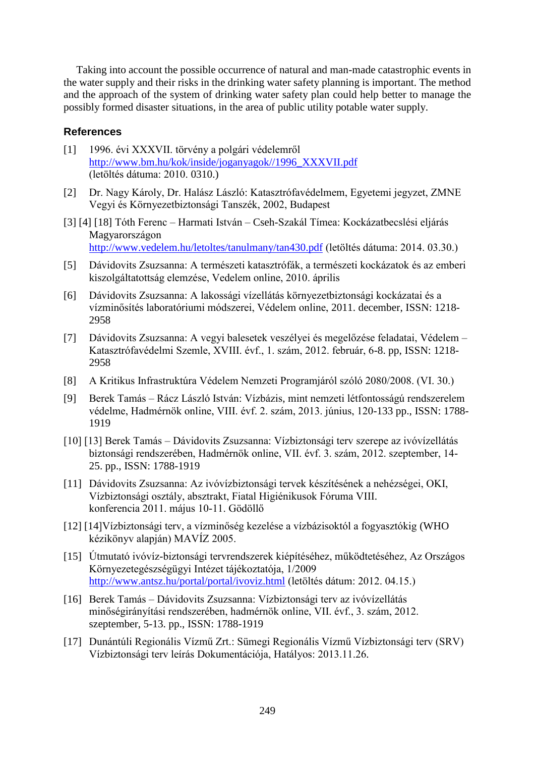Taking into account the possible occurrence of natural and man-made catastrophic events in the water supply and their risks in the drinking water safety planning is important. The method and the approach of the system of drinking water safety plan could help better to manage the possibly formed disaster situations, in the area of public utility potable water supply.

## References

[1] 1996. évi XXXVII. törvény a polgári védelemről http://www.bm.hu/kok/inside/joganyagok//1996_XXXVII.pdf (letöltés dátuma: 2010. 0310.)

[2] Dr. Nagy Károly, Dr. Halász László: Katasztrófavédelmem, Egyetemi jegyzet, ZMNE Vegyi és Környezetbiztonsági Tanszék, 2002, Budapest

[3] [4] [18] Tóth Ferenc – Harmati István – Cseh-Szakál Tímea: Kockázatbecslési eljárás Magyarországon http://www.vedelem.hu/letoltes/tanulmany/tan430.pdf (letöltés dátuma: 2014. 03.30.)

[5] Dávidovits Zsuzsanna: A természeti katasztrófák, a természeti kockázatok és az emberi kiszolgáltatottság elemzése, Vedelem online, 2010. április

[6] Dávidovits Zsuzsanna: A lakossági vízellátás környezetbiztonsági kockázatai és a vízminősítés laboratóriumi módszerei, Védelem online, 2011. december, ISSN: 1218-2958

[7] Dávidovits Zsuzsanna: A vegyi balesetek veszélyei és megelőzése feladatai, Védelem – Katasztrófavédelmi Szemle, XVIII. évf., 1. szám, 2012. február, 6-8. pp, ISSN: 1218-2958

[8] A Kritikus Infrastruktúra Védelem Nemzeti Programjáról szóló 2080/2008. (VI. 30.)

[9] Berek Tamás – Rácz László István: Vízbázis, mint nemzeti létfontosságú rendszerelem védelme, Hadmérnök online, VIII. évf. 2. szám, 2013. június, 120-133 pp., ISSN: 1788-1919

[10] [13] Berek Tamás – Dávidovits Zsuzsanna: Vízbiztonsági terv szerepe az ivóvízellátás biztonsági rendszerében, Hadmérnök online, VII. évf. 3. szám, 2012. szeptember, 14-25. pp., ISSN: 1788-1919

[11] Dávidovits Zsuzsanna: Az ivóvízbiztonsági tervek készítésének a nehézségei, OKI, Vízbiztonsági osztály, absztrakt, Fiatal Higiénikusok Fóruma VIII. konferencia 2011. május 10-11. Gödöllő

[12] [14]Vízbiztonsági terv, a vízminőség kezelése a vízbázisoktól a fogyasztókig (WHO kézikönyv alapján) MAVÍZ 2005.

[15] Útmutató ivóvíz-biztonsági tervrendszerek kiépítéséhez, működtetéséhez, Az Országos Környezetegészségügyi Intézet tájékoztatója, 1/2009 http://www.antsz.hu/portal/portal/ivoviz.html (letöltés dátum: 2012. 04.15.)

[16] Berek Tamás – Dávidovits Zsuzsanna: Vízbiztonsági terv az ivóvízellátás minőségirányítási rendszerében, hadmérnök online, VII. évf., 3. szám, 2012. szeptember, 5-13. pp., ISSN: 1788-1919

[17] Dunántúli Regionális Vízmű Zrt.: Sümegi Regionális Vízmű Vízbiztonsági terv (SRV) Vízbiztonsági terv leírás Dokumentációja, Hatályos: 2013.11.26.